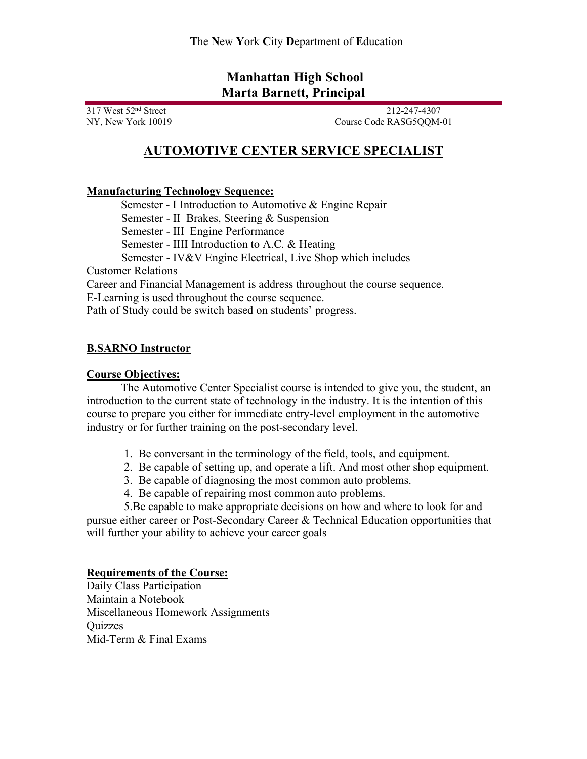The New York City Department of Education

# Manhattan High School
## Marta Barnett, Principal

317 West 52nd Street | 212-247-4307
NY, New York 10019 | Course Code RASG5QQM-01

# AUTOMOTIVE CENTER SERVICE SPECIALIST

**Manufacturing Technology Sequence:**

Semester - I Introduction to Automotive & Engine Repair
Semester - II Brakes, Steering & Suspension
Semester - III Engine Performance
Semester - IIII Introduction to A.C. & Heating
Semester - IV&V Engine Electrical, Live Shop which includes
Customer Relations
Career and Financial Management is address throughout the course sequence.
E-Learning is used throughout the course sequence.
Path of Study could be switch based on students' progress.

**B.SARNO Instructor**

**Course Objectives:**

The Automotive Center Specialist course is intended to give you, the student, an introduction to the current state of technology in the industry. It is the intention of this course to prepare you either for immediate entry-level employment in the automotive industry or for further training on the post-secondary level.

1. Be conversant in the terminology of the field, tools, and equipment.
2. Be capable of setting up, and operate a lift. And most other shop equipment.
3. Be capable of diagnosing the most common auto problems.
4. Be capable of repairing most common auto problems.
5. Be capable to make appropriate decisions on how and where to look for and pursue either career or Post-Secondary Career & Technical Education opportunities that will further your ability to achieve your career goals

**Requirements of the Course:**

Daily Class Participation
Maintain a Notebook
Miscellaneous Homework Assignments
Quizzes
Mid-Term & Final Exams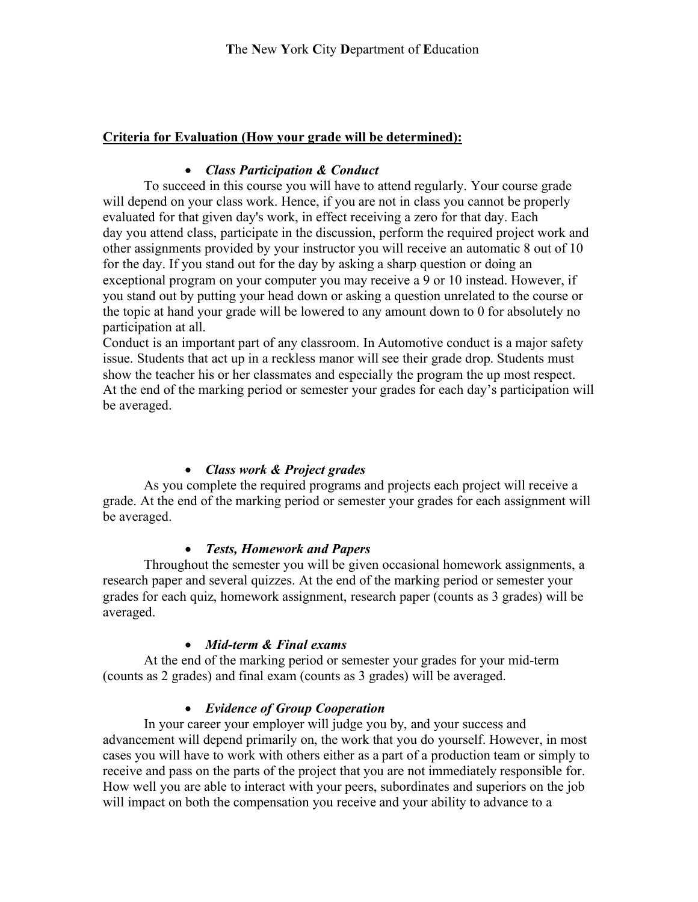The New York City Department of Education

**Criteria for Evaluation (How your grade will be determined):**

- ***Class Participation & Conduct***

To succeed in this course you will have to attend regularly. Your course grade will depend on your class work. Hence, if you are not in class you cannot be properly evaluated for that given day's work, in effect receiving a zero for that day. Each day you attend class, participate in the discussion, perform the required project work and other assignments provided by your instructor you will receive an automatic 8 out of 10 for the day. If you stand out for the day by asking a sharp question or doing an exceptional program on your computer you may receive a 9 or 10 instead. However, if you stand out by putting your head down or asking a question unrelated to the course or the topic at hand your grade will be lowered to any amount down to 0 for absolutely no participation at all.

Conduct is an important part of any classroom. In Automotive conduct is a major safety issue. Students that act up in a reckless manor will see their grade drop. Students must show the teacher his or her classmates and especially the program the up most respect. At the end of the marking period or semester your grades for each day's participation will be averaged.

- ***Class work & Project grades***

As you complete the required programs and projects each project will receive a grade. At the end of the marking period or semester your grades for each assignment will be averaged.

- ***Tests, Homework and Papers***

Throughout the semester you will be given occasional homework assignments, a research paper and several quizzes. At the end of the marking period or semester your grades for each quiz, homework assignment, research paper (counts as 3 grades) will be averaged.

- ***Mid-term & Final exams***

At the end of the marking period or semester your grades for your mid-term (counts as 2 grades) and final exam (counts as 3 grades) will be averaged.

- ***Evidence of Group Cooperation***

In your career your employer will judge you by, and your success and advancement will depend primarily on, the work that you do yourself. However, in most cases you will have to work with others either as a part of a production team or simply to receive and pass on the parts of the project that you are not immediately responsible for. How well you are able to interact with your peers, subordinates and superiors on the job will impact on both the compensation you receive and your ability to advance to a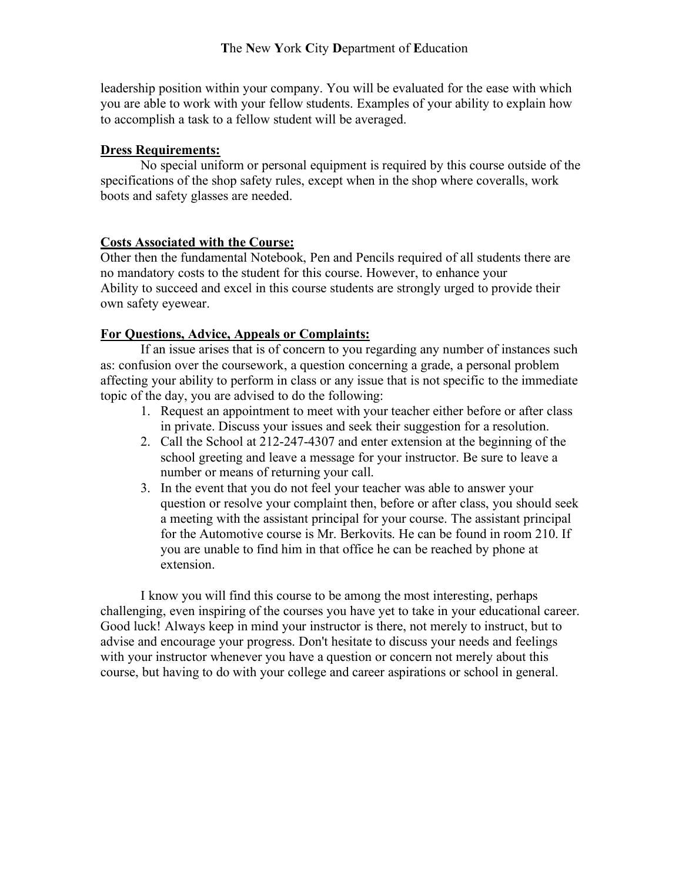leadership position within your company. You will be evaluated for the ease with which you are able to work with your fellow students. Examples of your ability to explain how to accomplish a task to a fellow student will be averaged.

**Dress Requirements:**

No special uniform or personal equipment is required by this course outside of the specifications of the shop safety rules, except when in the shop where coveralls, work boots and safety glasses are needed.

**Costs Associated with the Course:**

Other then the fundamental Notebook, Pen and Pencils required of all students there are no mandatory costs to the student for this course. However, to enhance your Ability to succeed and excel in this course students are strongly urged to provide their own safety eyewear.

**For Questions, Advice, Appeals or Complaints:**

If an issue arises that is of concern to you regarding any number of instances such as: confusion over the coursework, a question concerning a grade, a personal problem affecting your ability to perform in class or any issue that is not specific to the immediate topic of the day, you are advised to do the following:

1. Request an appointment to meet with your teacher either before or after class in private. Discuss your issues and seek their suggestion for a resolution.
2. Call the School at 212-247-4307 and enter extension at the beginning of the school greeting and leave a message for your instructor. Be sure to leave a number or means of returning your call.
3. In the event that you do not feel your teacher was able to answer your question or resolve your complaint then, before or after class, you should seek a meeting with the assistant principal for your course. The assistant principal for the Automotive course is Mr. Berkovits. He can be found in room 210. If you are unable to find him in that office he can be reached by phone at extension.

I know you will find this course to be among the most interesting, perhaps challenging, even inspiring of the courses you have yet to take in your educational career. Good luck! Always keep in mind your instructor is there, not merely to instruct, but to advise and encourage your progress. Don't hesitate to discuss your needs and feelings with your instructor whenever you have a question or concern not merely about this course, but having to do with your college and career aspirations or school in general.